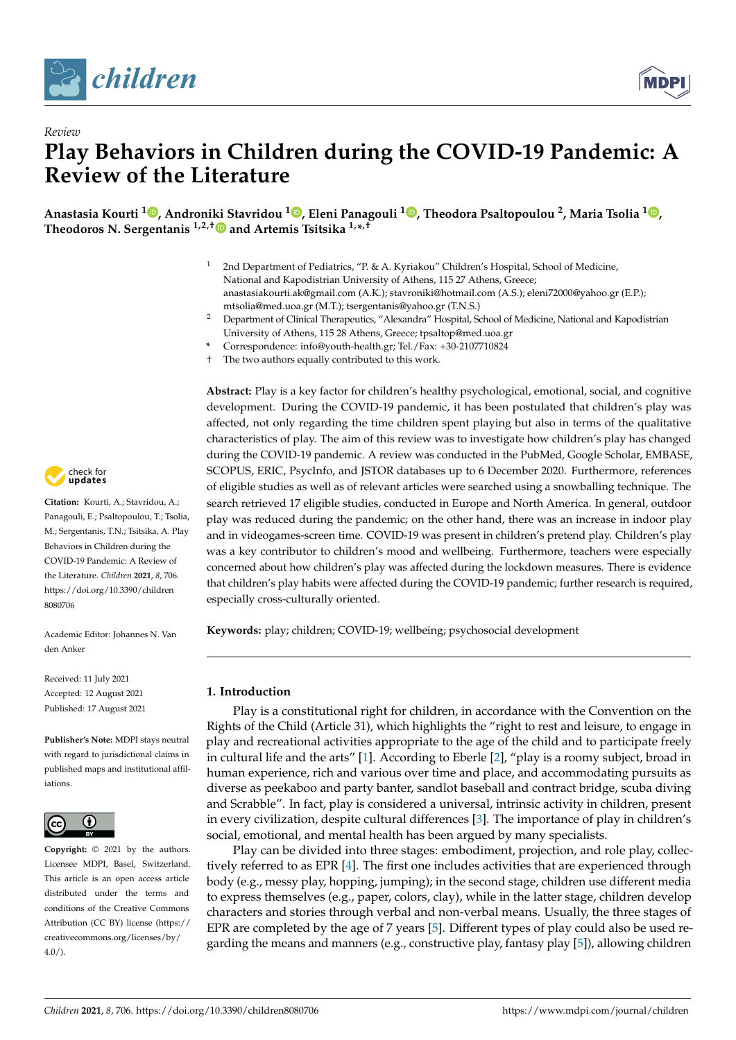*Review*

# Play Behaviors in Children during the COVID-19 Pandemic: A Review of the Literature

**Anastasia Kourti [1], Androniki Stavridou [1], Eleni Panagouli [1], Theodora Psaltopoulou [2], Maria Tsolia [1], Theodoros N. Sergentanis [1,2,†] and Artemis Tsitsika [1,*,†]**

[1] 2nd Department of Pediatrics, "P. & A. Kyriakou" Children's Hospital, School of Medicine, National and Kapodistrian University of Athens, 115 27 Athens, Greece; anastasiakourti.ak@gmail.com (A.K.); stavroniki@hotmail.com (A.S.); eleni72000@yahoo.gr (E.P.); mtsolia@med.uoa.gr (M.T.); tsergentanis@yahoo.gr (T.N.S.)

[2] Department of Clinical Therapeutics, "Alexandra" Hospital, School of Medicine, National and Kapodistrian University of Athens, 115 28 Athens, Greece; tpsaltop@med.uoa.gr

\* Correspondence: info@youth-health.gr; Tel./Fax: +30-2107710824

† The two authors equally contributed to this work.

**Citation:** Kourti, A.; Stavridou, A.; Panagouli, E.; Psaltopoulou, T.; Tsolia, M.; Sergentanis, T.N.; Tsitsika, A. Play Behaviors in Children during the COVID-19 Pandemic: A Review of the Literature. *Children* **2021**, *8*, 706. https://doi.org/10.3390/children8080706

Academic Editor: Johannes N. Van den Anker

Received: 11 July 2021
Accepted: 12 August 2021
Published: 17 August 2021

**Publisher's Note:** MDPI stays neutral with regard to jurisdictional claims in published maps and institutional affiliations.

**Copyright:** © 2021 by the authors. Licensee MDPI, Basel, Switzerland. This article is an open access article distributed under the terms and conditions of the Creative Commons Attribution (CC BY) license (https://creativecommons.org/licenses/by/4.0/).

**Abstract:** Play is a key factor for children's healthy psychological, emotional, social, and cognitive development. During the COVID-19 pandemic, it has been postulated that children's play was affected, not only regarding the time children spent playing but also in terms of the qualitative characteristics of play. The aim of this review was to investigate how children's play has changed during the COVID-19 pandemic. A review was conducted in the PubMed, Google Scholar, EMBASE, SCOPUS, ERIC, PsycInfo, and JSTOR databases up to 6 December 2020. Furthermore, references of eligible studies as well as of relevant articles were searched using a snowballing technique. The search retrieved 17 eligible studies, conducted in Europe and North America. In general, outdoor play was reduced during the pandemic; on the other hand, there was an increase in indoor play and in videogames-screen time. COVID-19 was present in children's pretend play. Children's play was a key contributor to children's mood and wellbeing. Furthermore, teachers were especially concerned about how children's play was affected during the lockdown measures. There is evidence that children's play habits were affected during the COVID-19 pandemic; further research is required, especially cross-culturally oriented.

**Keywords:** play; children; COVID-19; wellbeing; psychosocial development

## 1. Introduction

Play is a constitutional right for children, in accordance with the Convention on the Rights of the Child (Article 31), which highlights the "right to rest and leisure, to engage in play and recreational activities appropriate to the age of the child and to participate freely in cultural life and the arts" [1]. According to Eberle [2], "play is a roomy subject, broad in human experience, rich and various over time and place, and accommodating pursuits as diverse as peekaboo and party banter, sandlot baseball and contract bridge, scuba diving and Scrabble". In fact, play is considered a universal, intrinsic activity in children, present in every civilization, despite cultural differences [3]. The importance of play in children's social, emotional, and mental health has been argued by many specialists.

Play can be divided into three stages: embodiment, projection, and role play, collectively referred to as EPR [4]. The first one includes activities that are experienced through body (e.g., messy play, hopping, jumping); in the second stage, children use different media to express themselves (e.g., paper, colors, clay), while in the latter stage, children develop characters and stories through verbal and non-verbal means. Usually, the three stages of EPR are completed by the age of 7 years [5]. Different types of play could also be used regarding the means and manners (e.g., constructive play, fantasy play [5]), allowing children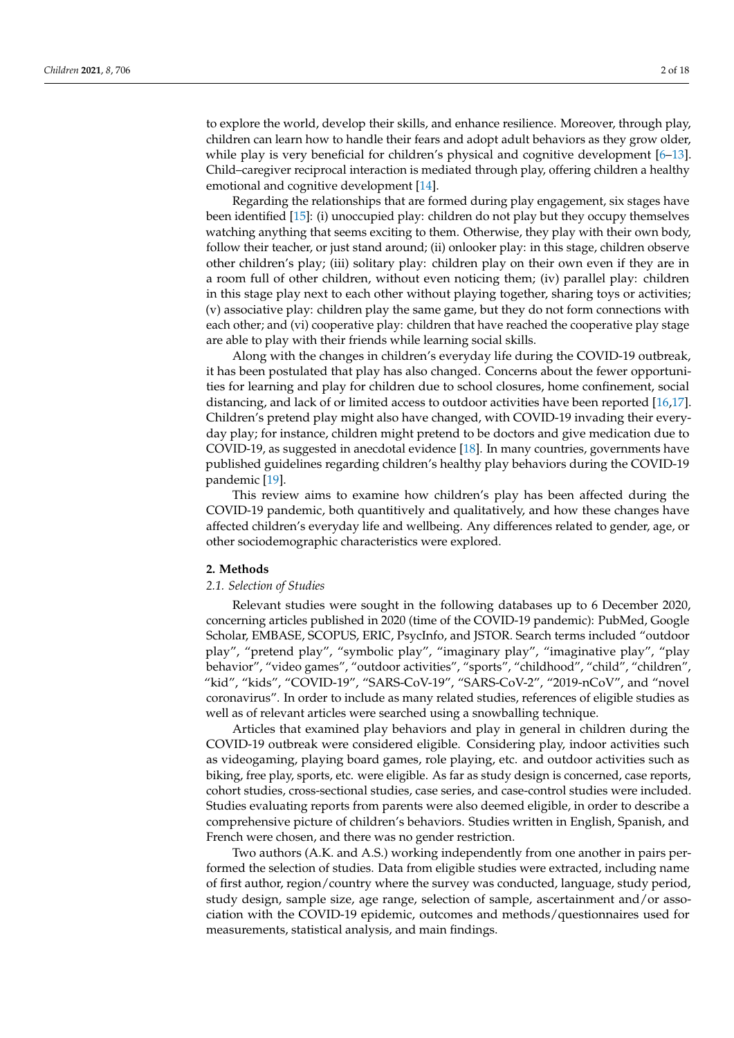to explore the world, develop their skills, and enhance resilience. Moreover, through play, children can learn how to handle their fears and adopt adult behaviors as they grow older, while play is very beneficial for children's physical and cognitive development [6–13]. Child–caregiver reciprocal interaction is mediated through play, offering children a healthy emotional and cognitive development [14].

Regarding the relationships that are formed during play engagement, six stages have been identified [15]: (i) unoccupied play: children do not play but they occupy themselves watching anything that seems exciting to them. Otherwise, they play with their own body, follow their teacher, or just stand around; (ii) onlooker play: in this stage, children observe other children's play; (iii) solitary play: children play on their own even if they are in a room full of other children, without even noticing them; (iv) parallel play: children in this stage play next to each other without playing together, sharing toys or activities; (v) associative play: children play the same game, but they do not form connections with each other; and (vi) cooperative play: children that have reached the cooperative play stage are able to play with their friends while learning social skills.

Along with the changes in children's everyday life during the COVID-19 outbreak, it has been postulated that play has also changed. Concerns about the fewer opportunities for learning and play for children due to school closures, home confinement, social distancing, and lack of or limited access to outdoor activities have been reported [16,17]. Children's pretend play might also have changed, with COVID-19 invading their everyday play; for instance, children might pretend to be doctors and give medication due to COVID-19, as suggested in anecdotal evidence [18]. In many countries, governments have published guidelines regarding children's healthy play behaviors during the COVID-19 pandemic [19].

This review aims to examine how children's play has been affected during the COVID-19 pandemic, both quantitively and qualitatively, and how these changes have affected children's everyday life and wellbeing. Any differences related to gender, age, or other sociodemographic characteristics were explored.

## 2. Methods

### 2.1. Selection of Studies

Relevant studies were sought in the following databases up to 6 December 2020, concerning articles published in 2020 (time of the COVID-19 pandemic): PubMed, Google Scholar, EMBASE, SCOPUS, ERIC, PsycInfo, and JSTOR. Search terms included "outdoor play", "pretend play", "symbolic play", "imaginary play", "imaginative play", "play behavior", "video games", "outdoor activities", "sports", "childhood", "child", "children", "kid", "kids", "COVID-19", "SARS-CoV-19", "SARS-CoV-2", "2019-nCoV", and "novel coronavirus". In order to include as many related studies, references of eligible studies as well as of relevant articles were searched using a snowballing technique.

Articles that examined play behaviors and play in general in children during the COVID-19 outbreak were considered eligible. Considering play, indoor activities such as videogaming, playing board games, role playing, etc. and outdoor activities such as biking, free play, sports, etc. were eligible. As far as study design is concerned, case reports, cohort studies, cross-sectional studies, case series, and case-control studies were included. Studies evaluating reports from parents were also deemed eligible, in order to describe a comprehensive picture of children's behaviors. Studies written in English, Spanish, and French were chosen, and there was no gender restriction.

Two authors (A.K. and A.S.) working independently from one another in pairs performed the selection of studies. Data from eligible studies were extracted, including name of first author, region/country where the survey was conducted, language, study period, study design, sample size, age range, selection of sample, ascertainment and/or association with the COVID-19 epidemic, outcomes and methods/questionnaires used for measurements, statistical analysis, and main findings.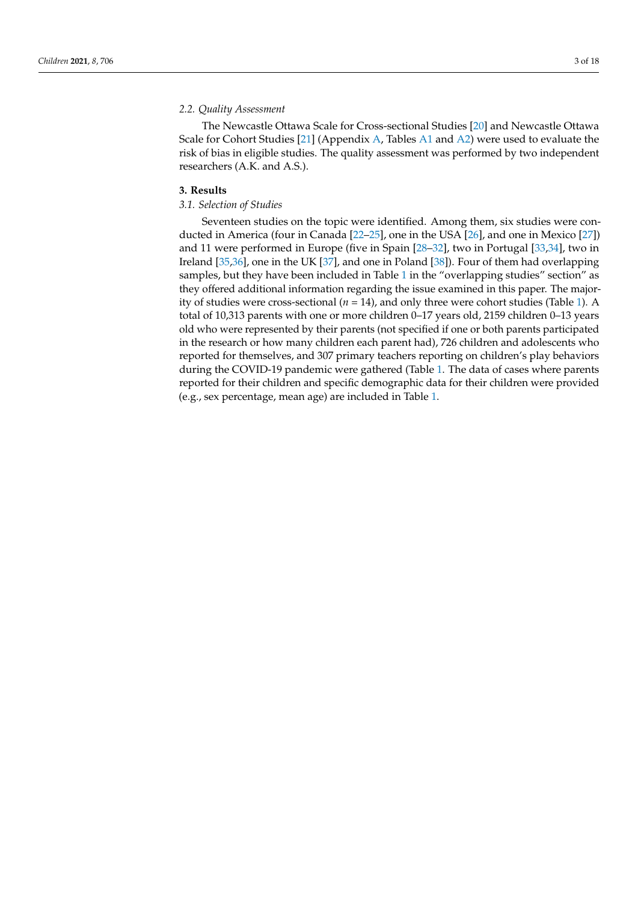### 2.2. Quality Assessment

The Newcastle Ottawa Scale for Cross-sectional Studies [20] and Newcastle Ottawa Scale for Cohort Studies [21] (Appendix A, Tables A1 and A2) were used to evaluate the risk of bias in eligible studies. The quality assessment was performed by two independent researchers (A.K. and A.S.).

## 3. Results

### 3.1. Selection of Studies

Seventeen studies on the topic were identified. Among them, six studies were conducted in America (four in Canada [22–25], one in the USA [26], and one in Mexico [27]) and 11 were performed in Europe (five in Spain [28–32], two in Portugal [33,34], two in Ireland [35,36], one in the UK [37], and one in Poland [38]). Four of them had overlapping samples, but they have been included in Table 1 in the "overlapping studies" section" as they offered additional information regarding the issue examined in this paper. The majority of studies were cross-sectional ($n$ = 14), and only three were cohort studies (Table 1). A total of 10,313 parents with one or more children 0–17 years old, 2159 children 0–13 years old who were represented by their parents (not specified if one or both parents participated in the research or how many children each parent had), 726 children and adolescents who reported for themselves, and 307 primary teachers reporting on children's play behaviors during the COVID-19 pandemic were gathered (Table 1. The data of cases where parents reported for their children and specific demographic data for their children were provided (e.g., sex percentage, mean age) are included in Table 1.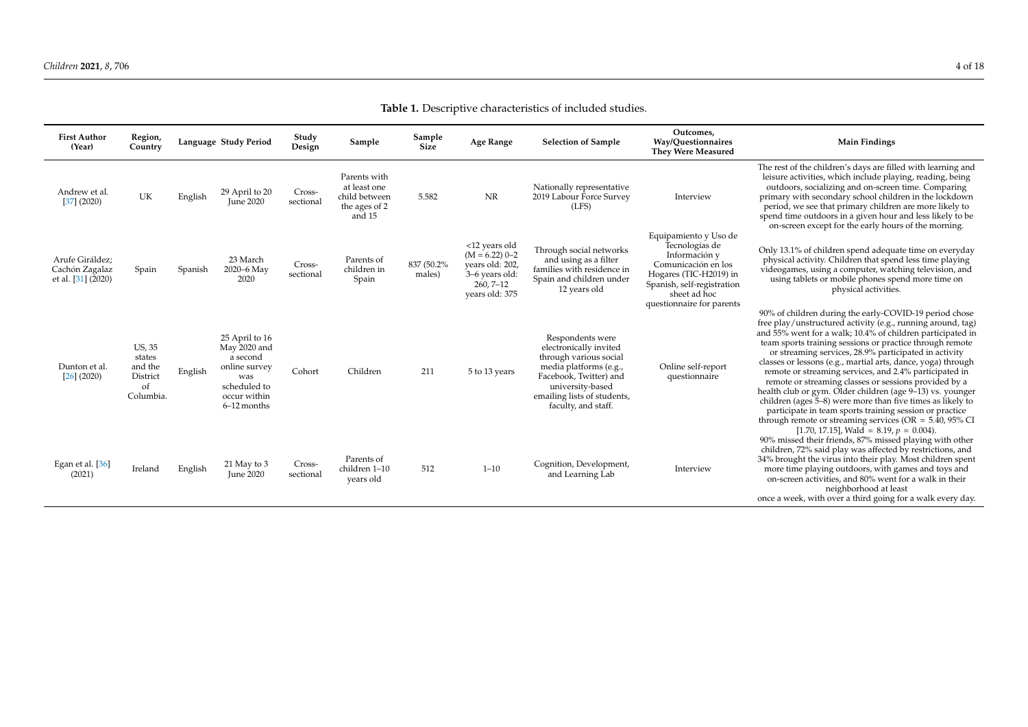**Table 1.** Descriptive characteristics of included studies.

| First Author (Year) | Region, Country | Language | Study Period | Study Design | Sample | Sample Size | Age Range | Selection of Sample | Outcomes, Way/Questionnaires They Were Measured | Main Findings |
|---|---|---|---|---|---|---|---|---|---|---|
| Andrew et al. [37] (2020) | UK | English | 29 April to 20 June 2020 | Cross-sectional | Parents with at least one child between the ages of 2 and 15 | 5.582 | NR | Nationally representative 2019 Labour Force Survey (LFS) | Interview | The rest of the children's days are filled with learning and leisure activities, which include playing, reading, being outdoors, socializing and on-screen time. Comparing primary with secondary school children in the lockdown period, we see that primary children are more likely to spend time outdoors in a given hour and less likely to be on-screen except for the early hours of the morning. |
| Arufe Giráldez; Cachón Zagalaz et al. [31] (2020) | Spain | Spanish | 23 March 2020–6 May 2020 | Cross-sectional | Parents of children in Spain | 837 (50.2% males) | <12 years old (M = 6.22) 0–2 years old: 202, 3–6 years old: 260, 7–12 years old: 375 | Through social networks and using as a filter families with residence in Spain and children under 12 years old | Equipamiento y Uso de Tecnologías de Información y Comunicación en los Hogares (TIC-H2019) in Spanish, self-registration sheet ad hoc questionnaire for parents | Only 13.1% of children spend adequate time on everyday physical activity. Children that spend less time playing videogames, using a computer, watching television, and using tablets or mobile phones spend more time on physical activities. |
| Dunton et al. [26] (2020) | US, 35 states and the District of Columbia. | English | 25 April to 16 May 2020 and a second online survey was scheduled to occur within 6–12 months | Cohort | Children | 211 | 5 to 13 years | Respondents were electronically invited through various social media platforms (e.g., Facebook, Twitter) and university-based emailing lists of students, faculty, and staff. | Online self-report questionnaire | 90% of children during the early-COVID-19 period chose free play/unstructured activity (e.g., running around, tag) and 55% went for a walk; 10.4% of children participated in team sports training sessions or practice through remote or streaming services, 28.9% participated in activity classes or lessons (e.g., martial arts, dance, yoga) through remote or streaming services, and 2.4% participated in remote or streaming classes or sessions provided by a health club or gym. Older children (age 9–13) vs. younger children (ages 5–8) were more than five times as likely to participate in team sports training session or practice through remote or streaming services (OR = 5.40, 95% CI [1.70, 17.15], Wald = 8.19, $p$ = 0.004). |
| Egan et al. [36] (2021) | Ireland | English | 21 May to 3 June 2020 | Cross-sectional | Parents of children 1–10 years old | 512 | 1–10 | Cognition, Development, and Learning Lab | Interview | 90% missed their friends, 87% missed playing with other children, 72% said play was affected by restrictions, and 34% brought the virus into their play. Most children spent more time playing outdoors, with games and toys and on-screen activities, and 80% went for a walk in their neighborhood at least once a week, with over a third going for a walk every day. |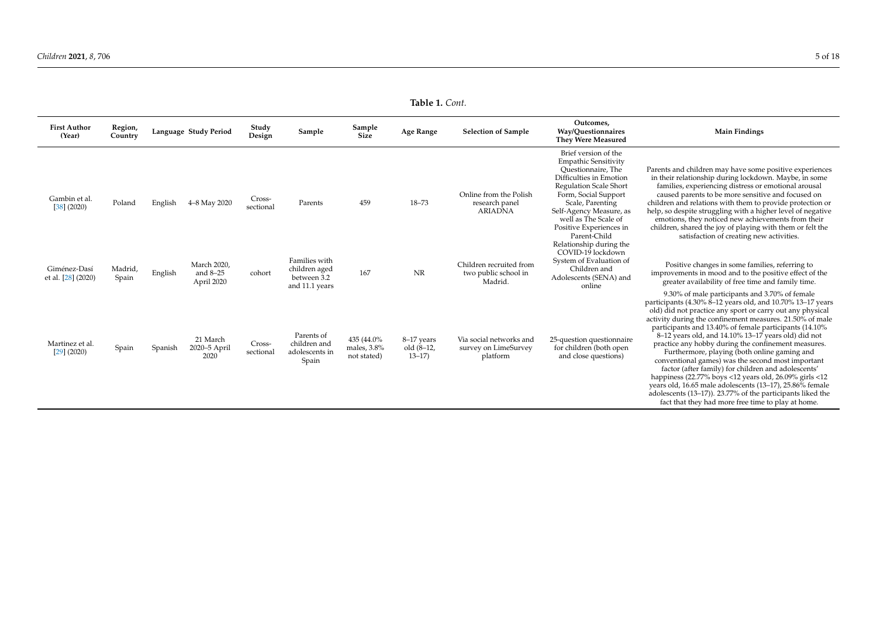**Table 1.** *Cont.*

| First Author (Year) | Region, Country | Language | Study Period | Study Design | Sample | Sample Size | Age Range | Selection of Sample | Outcomes, Way/Questionnaires They Were Measured | Main Findings |
|---|---|---|---|---|---|---|---|---|---|---|
| Gambin et al. [38] (2020) | Poland | English | 4–8 May 2020 | Cross-sectional | Parents | 459 | 18–73 | Online from the Polish research panel ARIADNA | Brief version of the Empathic Sensitivity Questionnaire, The Difficulties in Emotion Regulation Scale Short Form, Social Support Scale, Parenting Self-Agency Measure, as well as The Scale of Positive Experiences in Parent-Child Relationship during the COVID-19 lockdown | Parents and children may have some positive experiences in their relationship during lockdown. Maybe, in some families, experiencing distress or emotional arousal caused parents to be more sensitive and focused on children and relations with them to provide protection or help, so despite struggling with a higher level of negative emotions, they noticed new achievements from their children, shared the joy of playing with them or felt the satisfaction of creating new activities. |
| Giménez-Dasí et al. [28] (2020) | Madrid, Spain | English | March 2020, and 8–25 April 2020 | cohort | Families with children aged between 3.2 and 11.1 years | 167 | NR | Children recruited from two public school in Madrid. | System of Evaluation of Children and Adolescents (SENA) and online | Positive changes in some families, referring to improvements in mood and to the positive effect of the greater availability of free time and family time. |
| Martinez et al. [29] (2020) | Spain | Spanish | 21 March 2020–5 April 2020 | Cross-sectional | Parents of children and adolescents in Spain | 435 (44.0% males, 3.8% not stated) | 8–17 years old (8–12, 13–17) | Via social networks and survey on LimeSurvey platform | 25-question questionnaire for children (both open and close questions) | 9.30% of male participants and 3.70% of female participants (4.30% 8–12 years old, and 10.70% 13–17 years old) did not practice any sport or carry out any physical activity during the confinement measures. 21.50% of male participants and 13.40% of female participants (14.10% 8–12 years old, and 14.10% 13–17 years old) did not practice any hobby during the confinement measures. Furthermore, playing (both online gaming and conventional games) was the second most important factor (after family) for children and adolescents' happiness (22.77% boys <12 years old, 26.09% girls <12 years old, 16.65 male adolescents (13–17), 25.86% female adolescents (13–17)). 23.77% of the participants liked the fact that they had more free time to play at home. |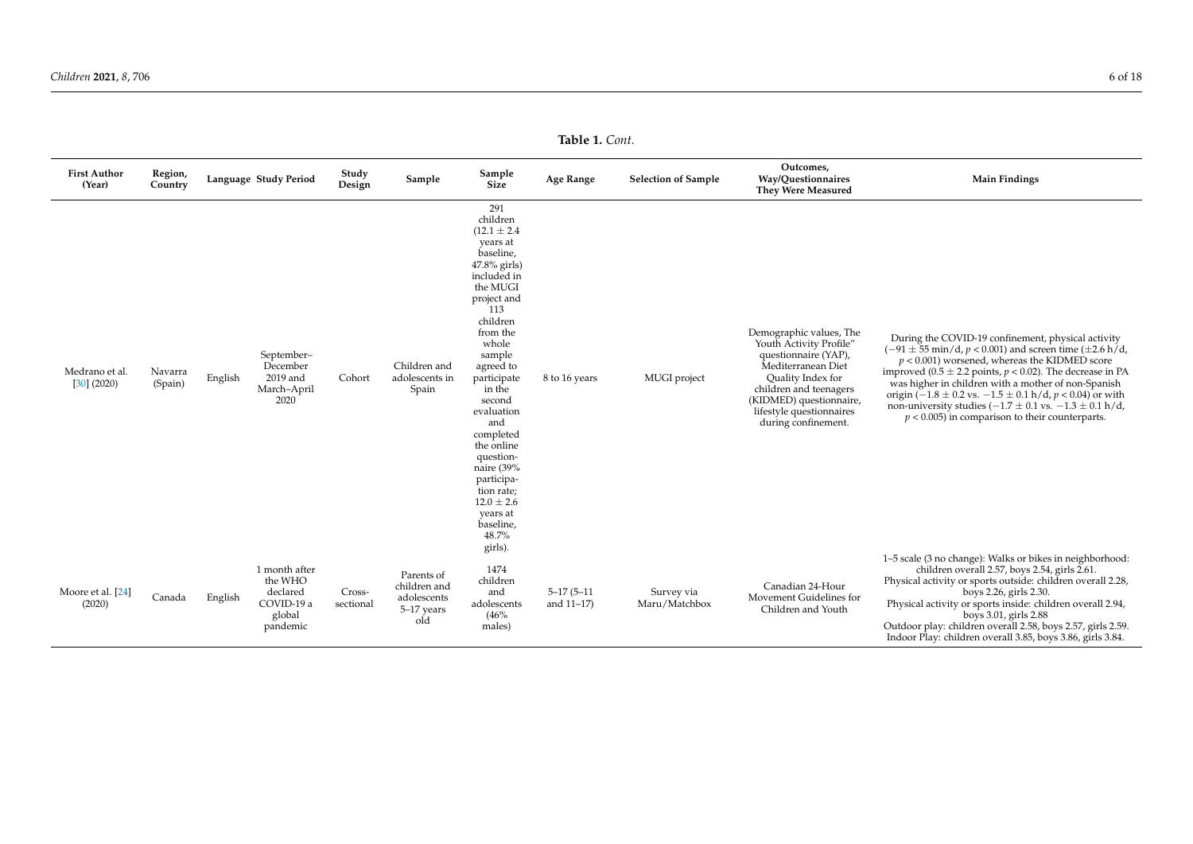**Table 1.** *Cont.*

| First Author (Year) | Region, Country | Language | Study Period | Study Design | Sample | Sample Size | Age Range | Selection of Sample | Outcomes, Way/Questionnaires They Were Measured | Main Findings |
|---|---|---|---|---|---|---|---|---|---|---|
| Medrano et al. [30] (2020) | Navarra (Spain) | English | September–December 2019 and March–April 2020 | Cohort | Children and adolescents in Spain | 291 children (12.1 ± 2.4 years at baseline, 47.8% girls) included in the MUGI project and 113 children from the whole sample agreed to participate in the second evaluation and completed the online questionnaire (39% participation rate; 12.0 ± 2.6 years at baseline, 48.7% girls). | 8 to 16 years | MUGI project | Demographic values, The Youth Activity Profile" questionnaire (YAP), Mediterranean Diet Quality Index for children and teenagers (KIDMED) questionnaire, lifestyle questionnaires during confinement. | During the COVID-19 confinement, physical activity ($-91 \pm 55$ min/d, $p < 0.001$) and screen time ($\pm 2.6$ h/d, $p < 0.001$) worsened, whereas the KIDMED score improved ($0.5 \pm 2.2$ points, $p < 0.02$). The decrease in PA was higher in children with a mother of non-Spanish origin ($-1.8 \pm 0.2$ vs. $-1.5 \pm 0.1$ h/d, $p < 0.04$) or with non-university studies ($-1.7 \pm 0.1$ vs. $-1.3 \pm 0.1$ h/d, $p < 0.005$) in comparison to their counterparts. |
| Moore et al. [24] (2020) | Canada | English | 1 month after the WHO declared COVID-19 a global pandemic | Cross-sectional | Parents of children and adolescents 5–17 years old | 1474 children and adolescents (46% males) | 5–17 (5–11 and 11–17) | Survey via Maru/Matchbox | Canadian 24-Hour Movement Guidelines for Children and Youth | 1–5 scale (3 no change): Walks or bikes in neighborhood: children overall 2.57, boys 2.54, girls 2.61. Physical activity or sports outside: children overall 2.28, boys 2.26, girls 2.30. Physical activity or sports inside: children overall 2.94, boys 3.01, girls 2.88 Outdoor play: children overall 2.58, boys 2.57, girls 2.59. Indoor Play: children overall 3.85, boys 3.86, girls 3.84. |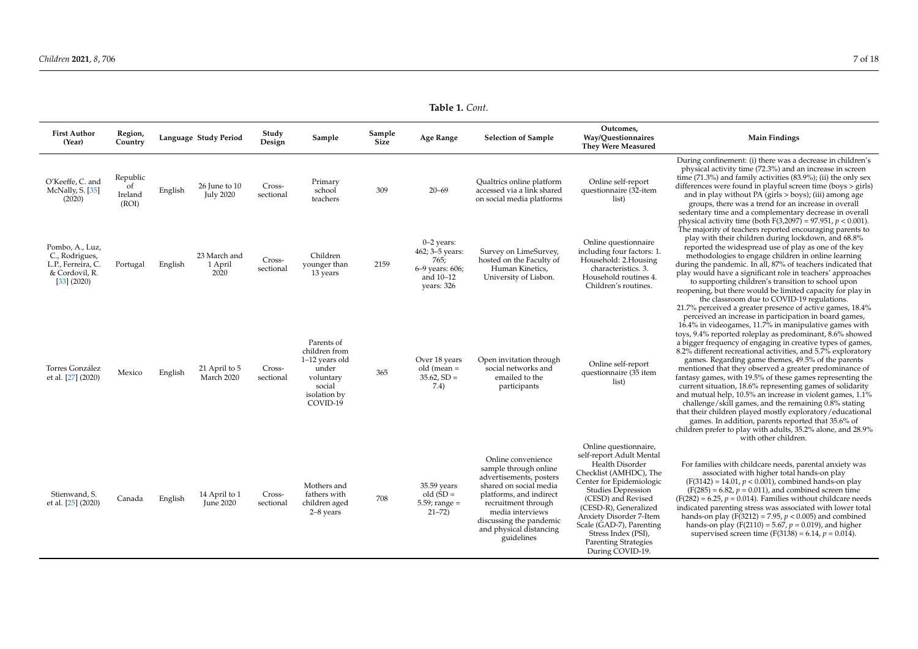**Table 1.** *Cont.*

| First Author (Year) | Region, Country | Language | Study Period | Study Design | Sample | Sample Size | Age Range | Selection of Sample | Outcomes, Way/Questionnaires They Were Measured | Main Findings |
|---|---|---|---|---|---|---|---|---|---|---|
| O'Keeffe, C. and McNally, S. [35] (2020) | Republic of Ireland (ROI) | English | 26 June to 10 July 2020 | Cross-sectional | Primary school teachers | 309 | 20–69 | Qualtrics online platform accessed via a link shared on social media platforms | Online self-report questionnaire (32-item list) | The majority of teachers reported encouraging parents to play with their children during lockdown, and 68.8% reported the widespread use of play as one of the key methodologies to engage children in online learning during the pandemic. In all, 87% of teachers indicated that play would have a significant role in teachers' approaches to supporting children's transition to school upon reopening, but there would be limited capacity for play in the classroom due to COVID-19 regulations. |
| Pombo, A., Luz, C., Rodrigues, L.P., Ferreira, C. & Cordovil, R. [33] (2020) | Portugal | English | 23 March and 1 April 2020 | Cross-sectional | Children younger than 13 years | 2159 | 0–2 years: 462; 3–5 years: 765; 6–9 years: 606; and 10–12 years: 326 | Survey on LimeSurvey, hosted on the Faculty of Human Kinetics, University of Lisbon. | Online questionnaire including four factors: 1. Household: 2.Housing characteristics. 3. Household routines 4. Children's routines. | During confinement: (i) there was a decrease in children's physical activity time (72.3%) and an increase in screen time (71.3%) and family activities (83.9%); (ii) the only sex differences were found in playful screen time (boys > girls) and in play without PA (girls > boys); (iii) among age groups, there was a trend for an increase in overall sedentary time and a complementary decrease in overall physical activity time (both $F(3,2097) = 97.951$, $p < 0.001$). |
| Torres González et al. [27] (2020) | Mexico | English | 21 April to 5 March 2020 | Cross-sectional | Parents of children from 1–12 years old under voluntary social isolation by COVID-19 | 365 | Over 18 years old (mean = 35.62, SD = 7.4) | Open invitation through social networks and emailed to the participants | Online self-report questionnaire (35 item list) | 21.7% perceived a greater presence of active games, 18.4% perceived an increase in participation in board games, 16.4% in videogames, 11.7% in manipulative games with toys, 9.4% reported roleplay as predominant, 8.6% showed a bigger frequency of engaging in creative types of games, 8.2% different recreational activities, and 5.7% exploratory games. Regarding game themes, 49.5% of the parents mentioned that they observed a greater predominance of fantasy games, with 19.5% of these games representing the current situation, 18.6% representing games of solidarity and mutual help, 10.5% an increase in violent games, 1.1% challenge/skill games, and the remaining 0.8% stating that their children played mostly exploratory/educational games. In addition, parents reported that 35.6% of children prefer to play with adults, 35.2% alone, and 28.9% with other children. |
| Stienwand, S. et al. [25] (2020) | Canada | English | 14 April to 1 June 2020 | Cross-sectional | Mothers and fathers with children aged 2–8 years | 708 | 35.59 years old (SD = 5.59; range = 21–72) | Online convenience sample through online advertisements, posters shared on social media platforms, and indirect recruitment through media interviews discussing the pandemic and physical distancing guidelines | Online questionnaire, self-report Adult Mental Health Disorder Checklist (AMHDC), The Center for Epidemiologic Studies Depression (CESD) and Revised (CESD-R), Generalized Anxiety Disorder 7-Item Scale (GAD-7), Parenting Stress Index (PSI), Parenting Strategies During COVID-19. | For families with childcare needs, parental anxiety was associated with higher total hands-on play ($F(3142) = 14.01$, $p < 0.001$), combined hands-on play ($F(285) = 6.82$, $p = 0.011$), and combined screen time ($F(282) = 6.25$, $p = 0.014$). Families without childcare needs indicated parenting stress was associated with lower total hands-on play ($F(3212) = 7.95$, $p < 0.005$) and combined hands-on play ($F(2110) = 5.67$, $p = 0.019$), and higher supervised screen time ($F(3138) = 6.14$, $p = 0.014$). |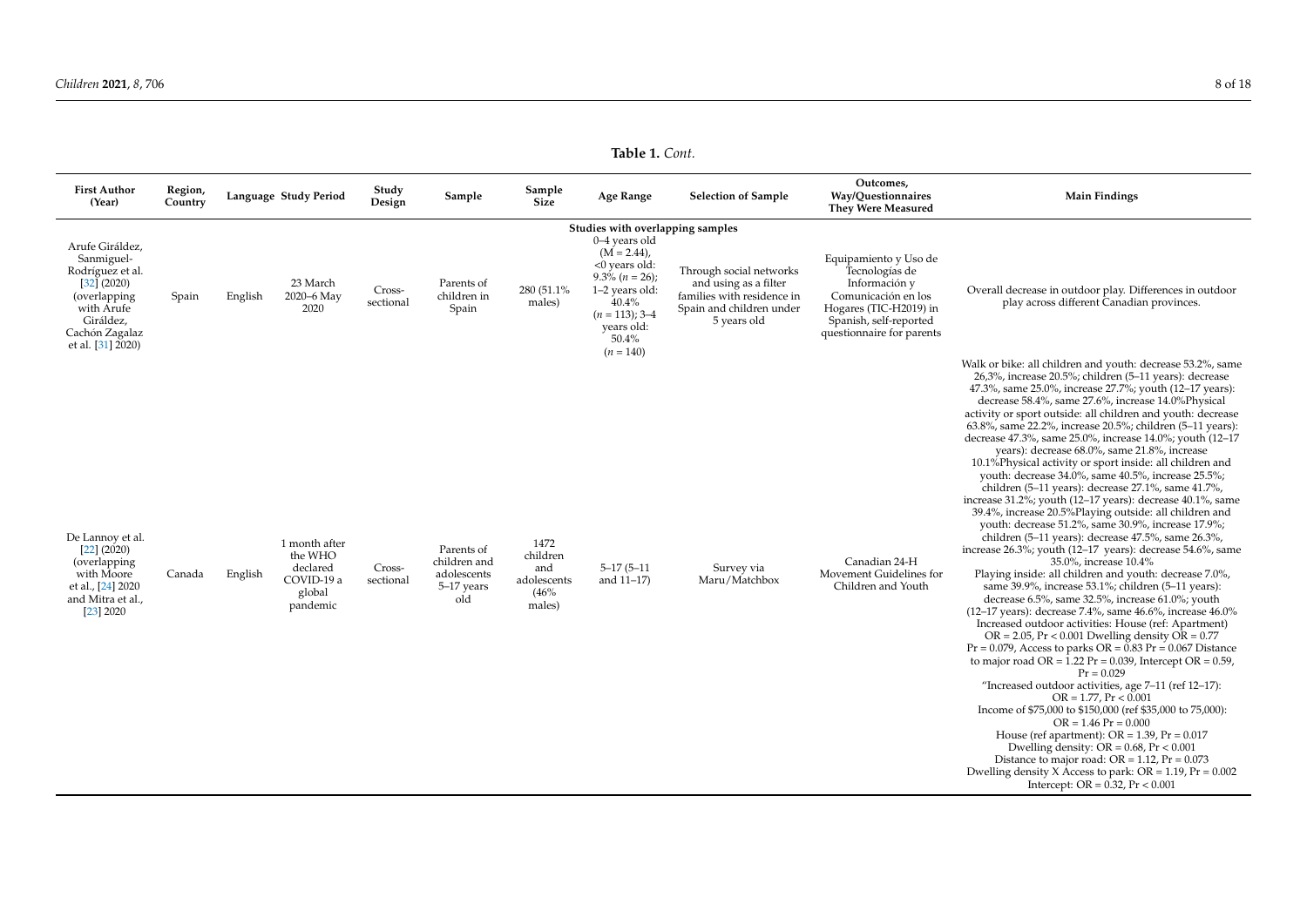**Table 1.** *Cont.*

| First Author (Year) | Region, Country | Language | Study Period | Study Design | Sample | Sample Size | Age Range | Selection of Sample | Outcomes, Way/Questionnaires They Were Measured | Main Findings |
|---|---|---|---|---|---|---|---|---|---|---|
| **Studies with overlapping samples** | | | | | | | | | | |
| Arufe Giráldez, Sanmiguel-Rodríguez et al. [32] (2020) (overlapping with Arufe Giráldez, Cachón Zagalaz et al. [31] 2020) | Spain | English | 23 March 2020–6 May 2020 | Cross-sectional | Parents of children in Spain | 280 (51.1% males) | 0–4 years old (M = 2.44), <0 years old: 9.3% (*n* = 26); 1–2 years old: 40.4% (*n* = 113); 3–4 years old: 50.4% (*n* = 140) | Through social networks and using as a filter families with residence in Spain and children under 5 years old | Equipamiento y Uso de Tecnologías de Información y Comunicación en los Hogares (TIC-H2019) in Spanish, self-reported questionnaire for parents | Overall decrease in outdoor play. Differences in outdoor play across different Canadian provinces. |
| De Lannoy et al. [22] (2020) (overlapping with Moore et al., [24] 2020 and Mitra et al., [23] 2020 | Canada | English | 1 month after the WHO declared COVID-19 a global pandemic | Cross-sectional | Parents of children and adolescents 5–17 years old | 1472 children and adolescents (46% males) | 5–17 (5–11 and 11–17) | Survey via Maru/Matchbox | Canadian 24-H Movement Guidelines for Children and Youth | Walk or bike: all children and youth: decrease 53.2%, same 26,3%, increase 20.5%; children (5–11 years): decrease 47.3%, same 25.0%, increase 27.7%; youth (12–17 years): decrease 58.4%, same 27.6%, increase 14.0%Physical activity or sport outside: all children and youth: decrease 63.8%, same 22.2%, increase 20.5%; children (5–11 years): decrease 47.3%, same 25.0%, increase 14.0%; youth (12–17 years): decrease 68.0%, same 21.8%, increase 10.1%Physical activity or sport inside: all children and youth: decrease 34.0%, same 40.5%, increase 25.5%; children (5–11 years): decrease 27.1%, same 41.7%, increase 31.2%; youth (12–17 years): decrease 40.1%, same 39.4%, increase 20.5%Playing outside: all children and youth: decrease 51.2%, same 30.9%, increase 17.9%; children (5–11 years): decrease 47.5%, same 26.3%, increase 26.3%; youth (12–17 years): decrease 54.6%, same 35.0%, increase 10.4% Playing inside: all children and youth: decrease 7.0%, same 39.9%, increase 53.1%; children (5–11 years): decrease 6.5%, same 32.5%, increase 61.0%; youth (12–17 years): decrease 7.4%, same 46.6%, increase 46.0% Increased outdoor activities: House (ref: Apartment) OR = 2.05, Pr < 0.001 Dwelling density OR = 0.77 Pr = 0.079, Access to parks OR = 0.83 Pr = 0.067 Distance to major road OR = 1.22 Pr = 0.039, Intercept OR = 0.59, Pr = 0.029 "Increased outdoor activities, age 7–11 (ref 12–17): OR = 1.77, Pr < 0.001 Income of $75,000 to $150,000 (ref $35,000 to 75,000): OR = 1.46 Pr = 0.000 House (ref apartment): OR = 1.39, Pr = 0.017 Dwelling density: OR = 0.68, Pr < 0.001 Distance to major road: OR = 1.12, Pr = 0.073 Dwelling density X Access to park: OR = 1.19, Pr = 0.002 Intercept: OR = 0.32, Pr < 0.001 |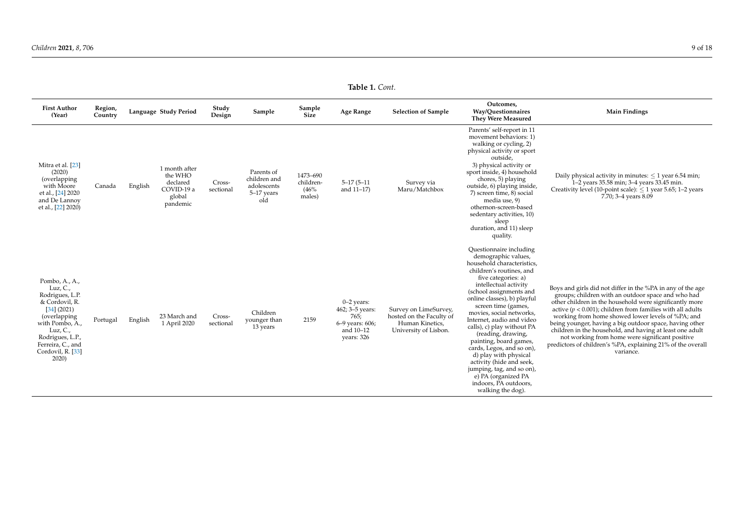**Table 1.** *Cont.*

| First Author (Year) | Region, Country | Language | Study Period | Study Design | Sample | Sample Size | Age Range | Selection of Sample | Outcomes, Way/Questionnaires They Were Measured | Main Findings |
|---|---|---|---|---|---|---|---|---|---|---|
| Mitra et al. [23] (2020) (overlapping with Moore et al., [24] 2020 and De Lannoy et al., [22] 2020) | Canada | English | 1 month after the WHO declared COVID-19 a global pandemic | Cross-sectional | Parents of children and adolescents 5–17 years old | 1473–690 children- (46% males) | 5–17 (5–11 and 11–17) | Survey via Maru/Matchbox | Parents' self-report in 11 movement behaviors: 1) walking or cycling, 2) physical activity or sport outside, 3) physical activity or sport inside, 4) household chores, 5) playing outside, 6) playing inside, 7) screen time, 8) social media use, 9) othernon-screen-based sedentary activities, 10) sleep duration, and 11) sleep quality. | Daily physical activity in minutes: ≤ 1 year 6.54 min; 1–2 years 35.58 min; 3–4 years 33.45 min. Creativity level (10-point scale): ≤ 1 year 5.65; 1–2 years 7.70; 3–4 years 8.09 |
| Pombo, A., Luz, C., Rodrigues, L.P. & Cordovil, R. [34] (2021) (overlapping with Pombo, A., Luz, C., Rodrigues, L.P., Ferreira, C., and Cordovil, R. [33] 2020) | Portugal | English | 23 March and 1 April 2020 | Cross-sectional | Children younger than 13 years | 2159 | 0–2 years: 462; 3–5 years: 765; 6–9 years: 606; and 10–12 years: 326 | Survey on LimeSurvey, hosted on the Faculty of Human Kinetics, University of Lisbon. | Questionnaire including demographic values, household characteristics, children's routines, and five categories: a) intellectual activity (school assignments and online classes), b) playful screen time (games, movies, social networks, Internet, audio and video calls), c) play without PA (reading, drawing, painting, board games, cards, Legos, and so on), d) play with physical activity (hide and seek, jumping, tag, and so on), e) PA (organized PA indoors, PA outdoors, walking the dog). | Boys and girls did not differ in the %PA in any of the age groups; children with an outdoor space and who had other children in the household were significantly more active ($p < 0.001$); children from families with all adults working from home showed lower levels of %PA; and being younger, having a big outdoor space, having other children in the household, and having at least one adult not working from home were significant positive predictors of children's %PA, explaining 21% of the overall variance. |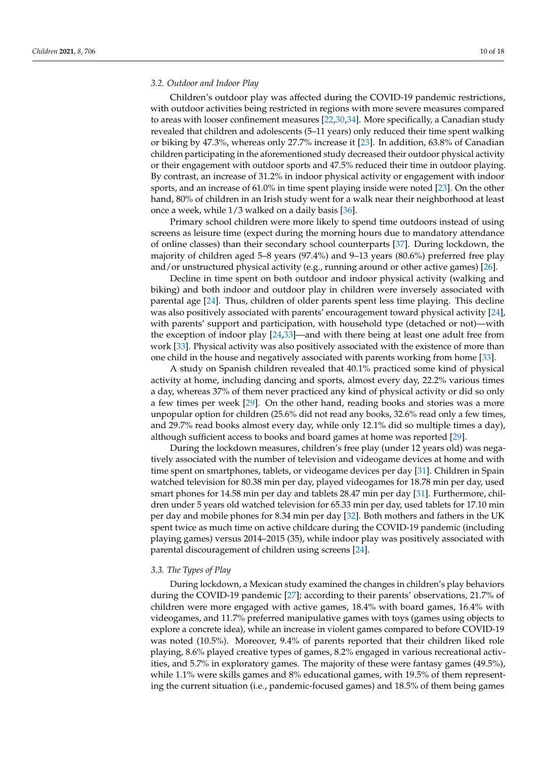### 3.2. Outdoor and Indoor Play

Children's outdoor play was affected during the COVID-19 pandemic restrictions, with outdoor activities being restricted in regions with more severe measures compared to areas with looser confinement measures [22,30,34]. More specifically, a Canadian study revealed that children and adolescents (5–11 years) only reduced their time spent walking or biking by 47.3%, whereas only 27.7% increase it [23]. In addition, 63.8% of Canadian children participating in the aforementioned study decreased their outdoor physical activity or their engagement with outdoor sports and 47.5% reduced their time in outdoor playing. By contrast, an increase of 31.2% in indoor physical activity or engagement with indoor sports, and an increase of 61.0% in time spent playing inside were noted [23]. On the other hand, 80% of children in an Irish study went for a walk near their neighborhood at least once a week, while 1/3 walked on a daily basis [36].

Primary school children were more likely to spend time outdoors instead of using screens as leisure time (expect during the morning hours due to mandatory attendance of online classes) than their secondary school counterparts [37]. During lockdown, the majority of children aged 5–8 years (97.4%) and 9–13 years (80.6%) preferred free play and/or unstructured physical activity (e.g., running around or other active games) [26].

Decline in time spent on both outdoor and indoor physical activity (walking and biking) and both indoor and outdoor play in children were inversely associated with parental age [24]. Thus, children of older parents spent less time playing. This decline was also positively associated with parents' encouragement toward physical activity [24], with parents' support and participation, with household type (detached or not)—with the exception of indoor play [24,33]—and with there being at least one adult free from work [33]. Physical activity was also positively associated with the existence of more than one child in the house and negatively associated with parents working from home [33].

A study on Spanish children revealed that 40.1% practiced some kind of physical activity at home, including dancing and sports, almost every day, 22.2% various times a day, whereas 37% of them never practiced any kind of physical activity or did so only a few times per week [29]. On the other hand, reading books and stories was a more unpopular option for children (25.6% did not read any books, 32.6% read only a few times, and 29.7% read books almost every day, while only 12.1% did so multiple times a day), although sufficient access to books and board games at home was reported [29].

During the lockdown measures, children's free play (under 12 years old) was negatively associated with the number of television and videogame devices at home and with time spent on smartphones, tablets, or videogame devices per day [31]. Children in Spain watched television for 80.38 min per day, played videogames for 18.78 min per day, used smart phones for 14.58 min per day and tablets 28.47 min per day [31]. Furthermore, children under 5 years old watched television for 65.33 min per day, used tablets for 17.10 min per day and mobile phones for 8.34 min per day [32]. Both mothers and fathers in the UK spent twice as much time on active childcare during the COVID-19 pandemic (including playing games) versus 2014–2015 (35), while indoor play was positively associated with parental discouragement of children using screens [24].

### 3.3. The Types of Play

During lockdown, a Mexican study examined the changes in children's play behaviors during the COVID-19 pandemic [27]; according to their parents' observations, 21.7% of children were more engaged with active games, 18.4% with board games, 16.4% with videogames, and 11.7% preferred manipulative games with toys (games using objects to explore a concrete idea), while an increase in violent games compared to before COVID-19 was noted (10.5%). Moreover, 9.4% of parents reported that their children liked role playing, 8.6% played creative types of games, 8.2% engaged in various recreational activities, and 5.7% in exploratory games. The majority of these were fantasy games (49.5%), while 1.1% were skills games and 8% educational games, with 19.5% of them representing the current situation (i.e., pandemic-focused games) and 18.5% of them being games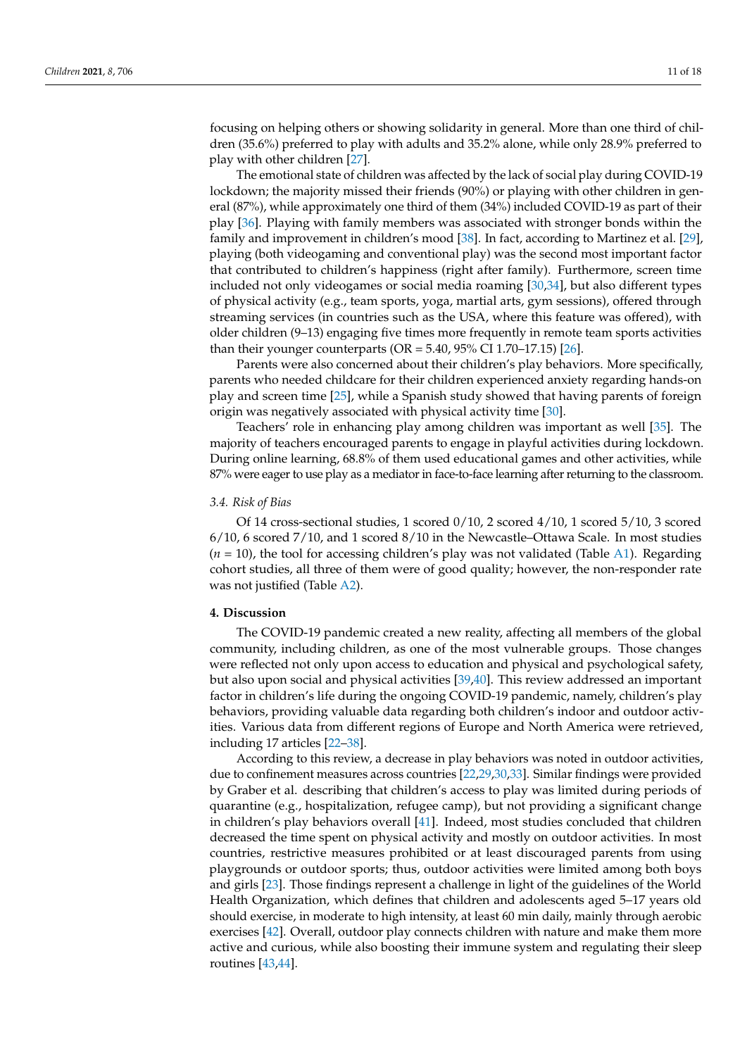focusing on helping others or showing solidarity in general. More than one third of children (35.6%) preferred to play with adults and 35.2% alone, while only 28.9% preferred to play with other children [27].

The emotional state of children was affected by the lack of social play during COVID-19 lockdown; the majority missed their friends (90%) or playing with other children in general (87%), while approximately one third of them (34%) included COVID-19 as part of their play [36]. Playing with family members was associated with stronger bonds within the family and improvement in children's mood [38]. In fact, according to Martinez et al. [29], playing (both videogaming and conventional play) was the second most important factor that contributed to children's happiness (right after family). Furthermore, screen time included not only videogames or social media roaming [30,34], but also different types of physical activity (e.g., team sports, yoga, martial arts, gym sessions), offered through streaming services (in countries such as the USA, where this feature was offered), with older children (9–13) engaging five times more frequently in remote team sports activities than their younger counterparts (OR = 5.40, 95% CI 1.70–17.15) [26].

Parents were also concerned about their children's play behaviors. More specifically, parents who needed childcare for their children experienced anxiety regarding hands-on play and screen time [25], while a Spanish study showed that having parents of foreign origin was negatively associated with physical activity time [30].

Teachers' role in enhancing play among children was important as well [35]. The majority of teachers encouraged parents to engage in playful activities during lockdown. During online learning, 68.8% of them used educational games and other activities, while 87% were eager to use play as a mediator in face-to-face learning after returning to the classroom.

### *3.4. Risk of Bias*

Of 14 cross-sectional studies, 1 scored 0/10, 2 scored 4/10, 1 scored 5/10, 3 scored 6/10, 6 scored 7/10, and 1 scored 8/10 in the Newcastle–Ottawa Scale. In most studies ($n$ = 10), the tool for accessing children's play was not validated (Table A1). Regarding cohort studies, all three of them were of good quality; however, the non-responder rate was not justified (Table A2).

## **4. Discussion**

The COVID-19 pandemic created a new reality, affecting all members of the global community, including children, as one of the most vulnerable groups. Those changes were reflected not only upon access to education and physical and psychological safety, but also upon social and physical activities [39,40]. This review addressed an important factor in children's life during the ongoing COVID-19 pandemic, namely, children's play behaviors, providing valuable data regarding both children's indoor and outdoor activities. Various data from different regions of Europe and North America were retrieved, including 17 articles [22–38].

According to this review, a decrease in play behaviors was noted in outdoor activities, due to confinement measures across countries [22,29,30,33]. Similar findings were provided by Graber et al. describing that children's access to play was limited during periods of quarantine (e.g., hospitalization, refugee camp), but not providing a significant change in children's play behaviors overall [41]. Indeed, most studies concluded that children decreased the time spent on physical activity and mostly on outdoor activities. In most countries, restrictive measures prohibited or at least discouraged parents from using playgrounds or outdoor sports; thus, outdoor activities were limited among both boys and girls [23]. Those findings represent a challenge in light of the guidelines of the World Health Organization, which defines that children and adolescents aged 5–17 years old should exercise, in moderate to high intensity, at least 60 min daily, mainly through aerobic exercises [42]. Overall, outdoor play connects children with nature and make them more active and curious, while also boosting their immune system and regulating their sleep routines [43,44].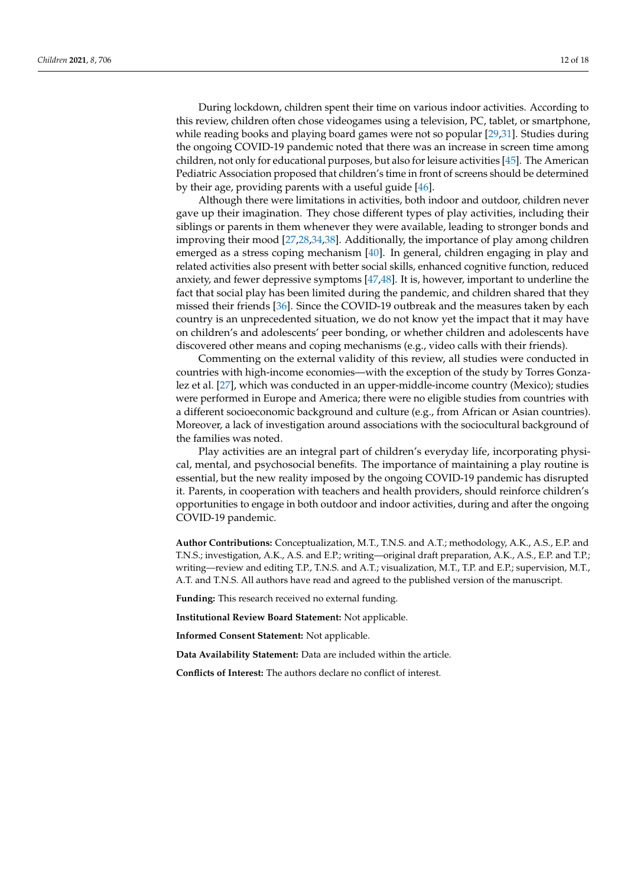During lockdown, children spent their time on various indoor activities. According to this review, children often chose videogames using a television, PC, tablet, or smartphone, while reading books and playing board games were not so popular [29,31]. Studies during the ongoing COVID-19 pandemic noted that there was an increase in screen time among children, not only for educational purposes, but also for leisure activities [45]. The American Pediatric Association proposed that children's time in front of screens should be determined by their age, providing parents with a useful guide [46].

Although there were limitations in activities, both indoor and outdoor, children never gave up their imagination. They chose different types of play activities, including their siblings or parents in them whenever they were available, leading to stronger bonds and improving their mood [27,28,34,38]. Additionally, the importance of play among children emerged as a stress coping mechanism [40]. In general, children engaging in play and related activities also present with better social skills, enhanced cognitive function, reduced anxiety, and fewer depressive symptoms [47,48]. It is, however, important to underline the fact that social play has been limited during the pandemic, and children shared that they missed their friends [36]. Since the COVID-19 outbreak and the measures taken by each country is an unprecedented situation, we do not know yet the impact that it may have on children's and adolescents' peer bonding, or whether children and adolescents have discovered other means and coping mechanisms (e.g., video calls with their friends).

Commenting on the external validity of this review, all studies were conducted in countries with high-income economies—with the exception of the study by Torres Gonzalez et al. [27], which was conducted in an upper-middle-income country (Mexico); studies were performed in Europe and America; there were no eligible studies from countries with a different socioeconomic background and culture (e.g., from African or Asian countries). Moreover, a lack of investigation around associations with the sociocultural background of the families was noted.

Play activities are an integral part of children's everyday life, incorporating physical, mental, and psychosocial benefits. The importance of maintaining a play routine is essential, but the new reality imposed by the ongoing COVID-19 pandemic has disrupted it. Parents, in cooperation with teachers and health providers, should reinforce children's opportunities to engage in both outdoor and indoor activities, during and after the ongoing COVID-19 pandemic.

**Author Contributions:** Conceptualization, M.T., T.N.S. and A.T.; methodology, A.K., A.S., E.P. and T.N.S.; investigation, A.K., A.S. and E.P.; writing—original draft preparation, A.K., A.S., E.P. and T.P.; writing—review and editing T.P., T.N.S. and A.T.; visualization, M.T., T.P. and E.P.; supervision, M.T., A.T. and T.N.S. All authors have read and agreed to the published version of the manuscript.

**Funding:** This research received no external funding.

**Institutional Review Board Statement:** Not applicable.

**Informed Consent Statement:** Not applicable.

**Data Availability Statement:** Data are included within the article.

**Conflicts of Interest:** The authors declare no conflict of interest.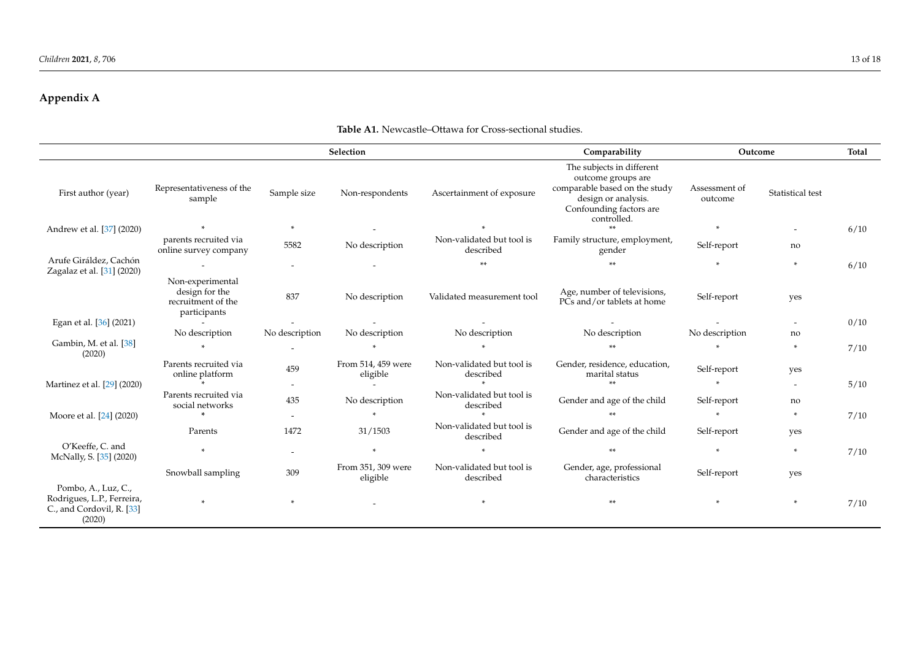## Appendix A

**Table A1.** Newcastle–Ottawa for Cross-sectional studies.

| | Selection | | | | Comparability | Outcome | | Total |
|---|---|---|---|---|---|---|---|---|
| First author (year) | Representativeness of the sample | Sample size | Non-respondents | Ascertainment of exposure | The subjects in different outcome groups are comparable based on the study design or analysis. Confounding factors are controlled. | Assessment of outcome | Statistical test | |
| Andrew et al. [37] (2020) | * | * | - | * | ** | * | - | 6/10 |
| | parents recruited via online survey company | 5582 | No description | Non-validated but tool is described | Family structure, employment, gender | Self-report | no | |
| Arufe Giráldez, Cachón Zagalaz et al. [31] (2020) | - | - | - | ** | ** | * | * | 6/10 |
| | Non-experimental design for the recruitment of the participants | 837 | No description | Validated measurement tool | Age, number of televisions, PCs and/or tablets at home | Self-report | yes | |
| Egan et al. [36] (2021) | - | - | - | - | - | - | - | 0/10 |
| | No description | No description | No description | No description | No description | No description | no | |
| Gambin, M. et al. [38] (2020) | * | - | * | * | ** | * | * | 7/10 |
| | Parents recruited via online platform | 459 | From 514, 459 were eligible | Non-validated but tool is described | Gender, residence, education, marital status | Self-report | yes | |
| Martinez et al. [29] (2020) | * | - | - | * | ** | * | - | 5/10 |
| | Parents recruited via social networks | 435 | No description | Non-validated but tool is described | Gender and age of the child | Self-report | no | |
| Moore et al. [24] (2020) | * | - | * | * | ** | * | * | 7/10 |
| | Parents | 1472 | 31/1503 | Non-validated but tool is described | Gender and age of the child | Self-report | yes | |
| O'Keeffe, C. and McNally, S. [35] (2020) | * | - | * | * | ** | * | * | 7/10 |
| | Snowball sampling | 309 | From 351, 309 were eligible | Non-validated but tool is described | Gender, age, professional characteristics | Self-report | yes | |
| Pombo, A., Luz, C., Rodrigues, L.P., Ferreira, C., and Cordovil, R. [33] (2020) | * | * | - | * | ** | * | * | 7/10 |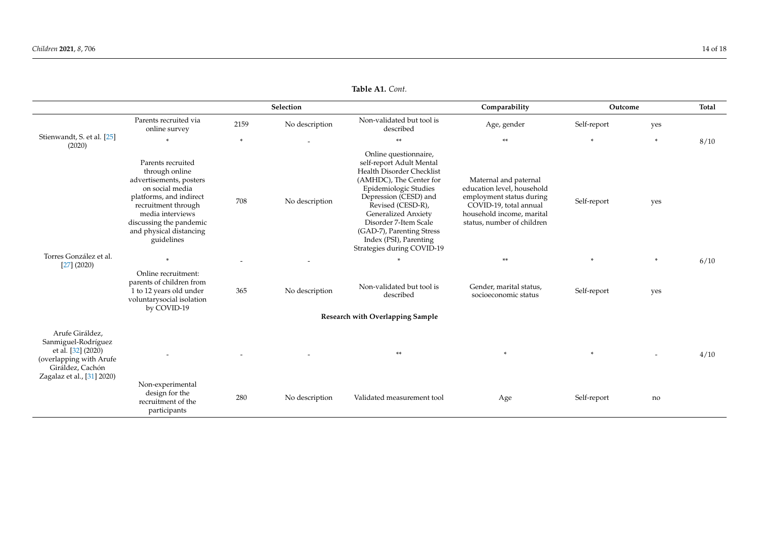**Table A1.** *Cont.*

| | Selection | | | | Comparability | Outcome | | Total |
|---|---|---|---|---|---|---|---|---|
| | Parents recruited via online survey | 2159 | No description | Non-validated but tool is described | Age, gender | Self-report | yes | |
| Stienwandt, S. et al. [25] (2020) | * | * | - | ** | ** | * | * | 8/10 |
| | Parents recruited through online advertisements, posters on social media platforms, and indirect recruitment through media interviews discussing the pandemic and physical distancing guidelines | 708 | No description | Online questionnaire, self-report Adult Mental Health Disorder Checklist (AMHDC), The Center for Epidemiologic Studies Depression (CESD) and Revised (CESD-R), Generalized Anxiety Disorder 7-Item Scale (GAD-7), Parenting Stress Index (PSI), Parenting Strategies during COVID-19 | Maternal and paternal education level, household employment status during COVID-19, total annual household income, marital status, number of children | Self-report | yes | |
| Torres González et al. [27] (2020) | * | - | - | * | ** | * | * | 6/10 |
| | Online recruitment: parents of children from 1 to 12 years old under voluntarysocial isolation by COVID-19 | 365 | No description | Non-validated but tool is described | Gender, marital status, socioeconomic status | Self-report | yes | |
| **Research with Overlapping Sample** | | | | | | | | |
| Arufe Giráldez, Sanmiguel-Rodríguez et al. [32] (2020) (overlapping with Arufe Giráldez, Cachón Zagalaz et al., [31] 2020) | - | - | - | ** | * | * | - | 4/10 |
| | Non-experimental design for the recruitment of the participants | 280 | No description | Validated measurement tool | Age | Self-report | no | |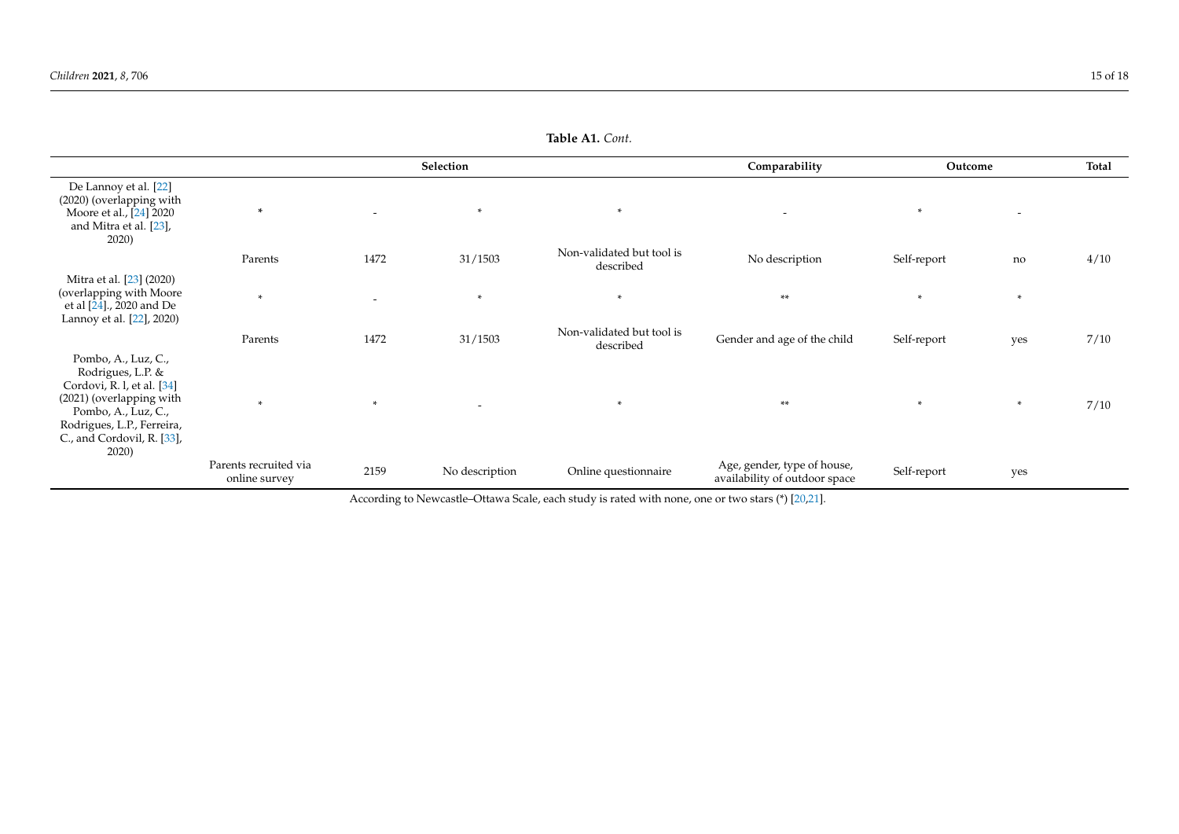**Table A1.** *Cont.*

| | Selection | | | | Comparability | Outcome | | Total |
|---|---|---|---|---|---|---|---|---|
| De Lannoy et al. [22] (2020) (overlapping with Moore et al., [24] 2020 and Mitra et al. [23], 2020) | * | - | * | * | - | * | - | |
| | Parents | 1472 | 31/1503 | Non-validated but tool is described | No description | Self-report | no | 4/10 |
| Mitra et al. [23] (2020) (overlapping with Moore et al [24]., 2020 and De Lannoy et al. [22], 2020) | * | - | * | * | ** | * | * | |
| | Parents | 1472 | 31/1503 | Non-validated but tool is described | Gender and age of the child | Self-report | yes | 7/10 |
| Pombo, A., Luz, C., Rodrigues, L.P. & Cordovi, R. l, et al. [34] (2021) (overlapping with Pombo, A., Luz, C., Rodrigues, L.P., Ferreira, C., and Cordovil, R. [33], 2020) | * | * | - | * | ** | * | * | 7/10 |
| | Parents recruited via online survey | 2159 | No description | Online questionnaire | Age, gender, type of house, availability of outdoor space | Self-report | yes | |

According to Newcastle–Ottawa Scale, each study is rated with none, one or two stars (*) [20,21].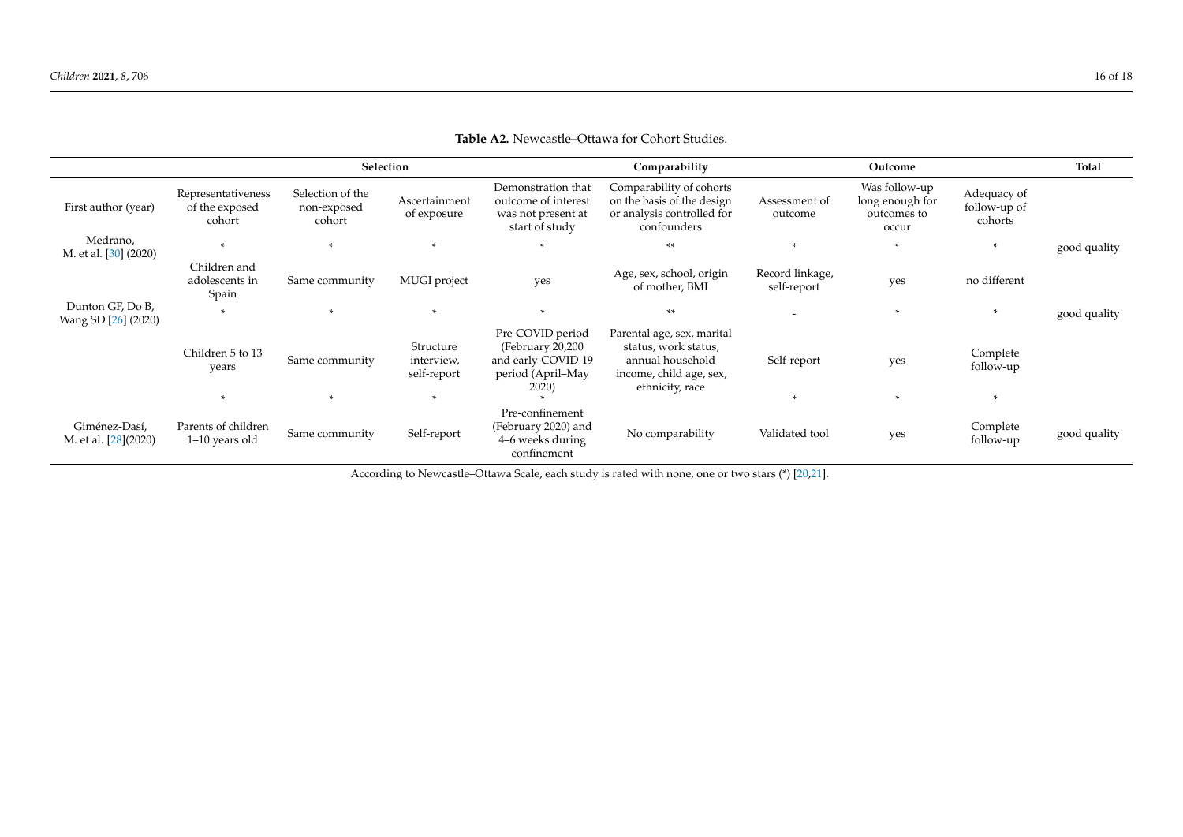**Table A2.** Newcastle–Ottawa for Cohort Studies.

| | Selection | | | | Comparability | Outcome | | | Total |
|---|---|---|---|---|---|---|---|---|---|
| First author (year) | Representativeness of the exposed cohort | Selection of the non-exposed cohort | Ascertainment of exposure | Demonstration that outcome of interest was not present at start of study | Comparability of cohorts on the basis of the design or analysis controlled for confounders | Assessment of outcome | Was follow-up long enough for outcomes to occur | Adequacy of follow-up of cohorts | |
| Medrano, M. et al. [30] (2020) | * | * | * | * | ** | * | * | * | good quality |
| | Children and adolescents in Spain | Same community | MUGI project | yes | Age, sex, school, origin of mother, BMI | Record linkage, self-report | yes | no different | |
| Dunton GF, Do B, Wang SD [26] (2020) | * | * | * | * | ** | - | * | * | good quality |
| | Children 5 to 13 years | Same community | Structure interview, self-report | Pre-COVID period (February 20,200 and early-COVID-19 period (April–May 2020) | Parental age, sex, marital status, work status, annual household income, child age, sex, ethnicity, race | Self-report | yes | Complete follow-up | |
| | * | * | * | * | | * | * | * | |
| Giménez-Dasí, M. et al. [28](2020) | Parents of children 1–10 years old | Same community | Self-report | Pre-confinement (February 2020) and 4–6 weeks during confinement | No comparability | Validated tool | yes | Complete follow-up | good quality |

According to Newcastle–Ottawa Scale, each study is rated with none, one or two stars (*) [20,21].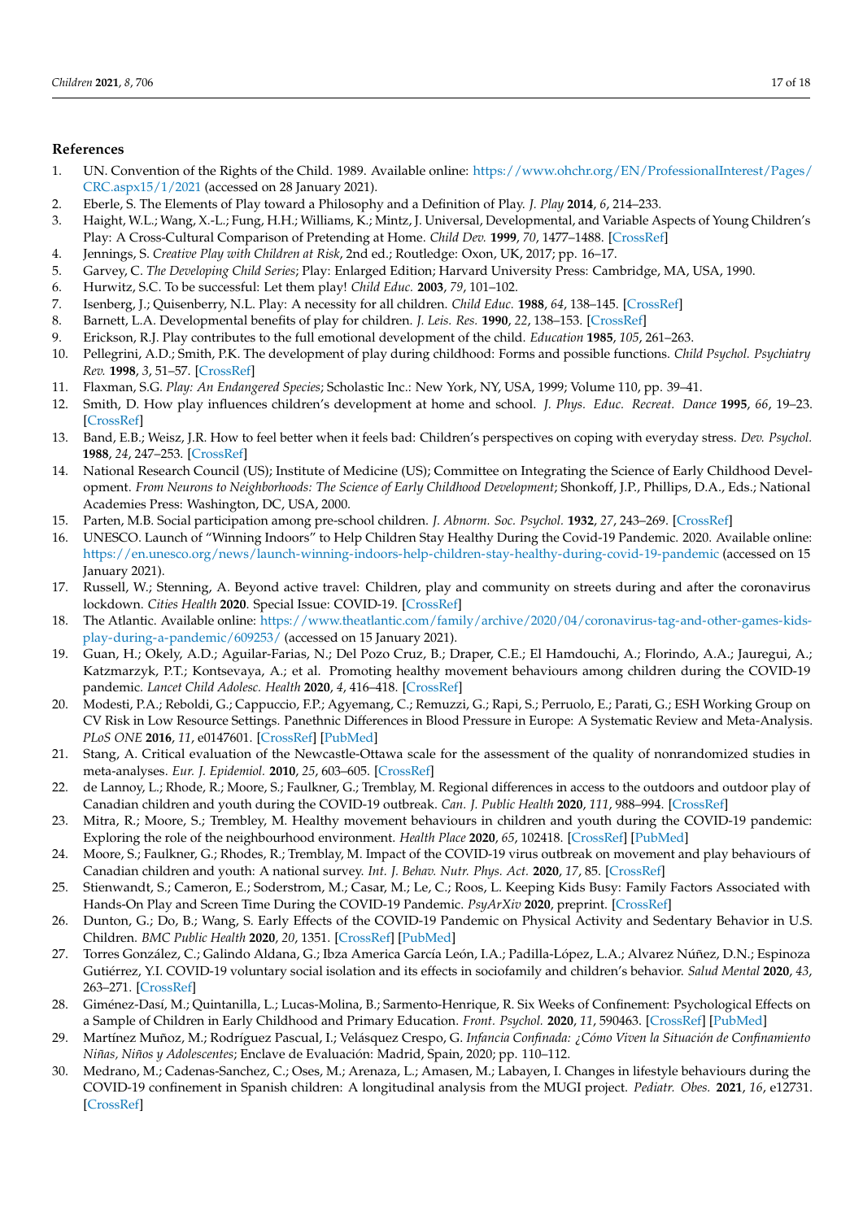## References

1. UN. Convention of the Rights of the Child. 1989. Available online: https://www.ohchr.org/EN/ProfessionalInterest/Pages/CRC.aspx15/1/2021 (accessed on 28 January 2021).
2. Eberle, S. The Elements of Play toward a Philosophy and a Definition of Play. *J. Play* **2014**, *6*, 214–233.
3. Haight, W.L.; Wang, X.-L.; Fung, H.H.; Williams, K.; Mintz, J. Universal, Developmental, and Variable Aspects of Young Children's Play: A Cross-Cultural Comparison of Pretending at Home. *Child Dev.* **1999**, *70*, 1477–1488. [CrossRef]
4. Jennings, S. *Creative Play with Children at Risk*, 2nd ed.; Routledge: Oxon, UK, 2017; pp. 16–17.
5. Garvey, C. *The Developing Child Series*; Play: Enlarged Edition; Harvard University Press: Cambridge, MA, USA, 1990.
6. Hurwitz, S.C. To be successful: Let them play! *Child Educ.* **2003**, *79*, 101–102.
7. Isenberg, J.; Quisenberry, N.L. Play: A necessity for all children. *Child Educ.* **1988**, *64*, 138–145. [CrossRef]
8. Barnett, L.A. Developmental benefits of play for children. *J. Leis. Res.* **1990**, *22*, 138–153. [CrossRef]
9. Erickson, R.J. Play contributes to the full emotional development of the child. *Education* **1985**, *105*, 261–263.
10. Pellegrini, A.D.; Smith, P.K. The development of play during childhood: Forms and possible functions. *Child Psychol. Psychiatry Rev.* **1998**, *3*, 51–57. [CrossRef]
11. Flaxman, S.G. *Play: An Endangered Species*; Scholastic Inc.: New York, NY, USA, 1999; Volume 110, pp. 39–41.
12. Smith, D. How play influences children's development at home and school. *J. Phys. Educ. Recreat. Dance* **1995**, *66*, 19–23. [CrossRef]
13. Band, E.B.; Weisz, J.R. How to feel better when it feels bad: Children's perspectives on coping with everyday stress. *Dev. Psychol.* **1988**, *24*, 247–253. [CrossRef]
14. National Research Council (US); Institute of Medicine (US); Committee on Integrating the Science of Early Childhood Development. *From Neurons to Neighborhoods: The Science of Early Childhood Development*; Shonkoff, J.P., Phillips, D.A., Eds.; National Academies Press: Washington, DC, USA, 2000.
15. Parten, M.B. Social participation among pre-school children. *J. Abnorm. Soc. Psychol.* **1932**, *27*, 243–269. [CrossRef]
16. UNESCO. Launch of "Winning Indoors" to Help Children Stay Healthy During the Covid-19 Pandemic. 2020. Available online: https://en.unesco.org/news/launch-winning-indoors-help-children-stay-healthy-during-covid-19-pandemic (accessed on 15 January 2021).
17. Russell, W.; Stenning, A. Beyond active travel: Children, play and community on streets during and after the coronavirus lockdown. *Cities Health* **2020**. Special Issue: COVID-19. [CrossRef]
18. The Atlantic. Available online: https://www.theatlantic.com/family/archive/2020/04/coronavirus-tag-and-other-games-kids-play-during-a-pandemic/609253/ (accessed on 15 January 2021).
19. Guan, H.; Okely, A.D.; Aguilar-Farias, N.; Del Pozo Cruz, B.; Draper, C.E.; El Hamdouchi, A.; Florindo, A.A.; Jauregui, A.; Katzmarzyk, P.T.; Kontsevaya, A.; et al. Promoting healthy movement behaviours among children during the COVID-19 pandemic. *Lancet Child Adolesc. Health* **2020**, *4*, 416–418. [CrossRef]
20. Modesti, P.A.; Reboldi, G.; Cappuccio, F.P.; Agyemang, C.; Remuzzi, G.; Rapi, S.; Perruolo, E.; Parati, G.; ESH Working Group on CV Risk in Low Resource Settings. Panethnic Differences in Blood Pressure in Europe: A Systematic Review and Meta-Analysis. *PLoS ONE* **2016**, *11*, e0147601. [CrossRef] [PubMed]
21. Stang, A. Critical evaluation of the Newcastle-Ottawa scale for the assessment of the quality of nonrandomized studies in meta-analyses. *Eur. J. Epidemiol.* **2010**, *25*, 603–605. [CrossRef]
22. de Lannoy, L.; Rhode, R.; Moore, S.; Faulkner, G.; Tremblay, M. Regional differences in access to the outdoors and outdoor play of Canadian children and youth during the COVID-19 outbreak. *Can. J. Public Health* **2020**, *111*, 988–994. [CrossRef]
23. Mitra, R.; Moore, S.; Trembley, M. Healthy movement behaviours in children and youth during the COVID-19 pandemic: Exploring the role of the neighbourhood environment. *Health Place* **2020**, *65*, 102418. [CrossRef] [PubMed]
24. Moore, S.; Faulkner, G.; Rhodes, R.; Tremblay, M. Impact of the COVID-19 virus outbreak on movement and play behaviours of Canadian children and youth: A national survey. *Int. J. Behav. Nutr. Phys. Act.* **2020**, *17*, 85. [CrossRef]
25. Stienwandt, S.; Cameron, E.; Soderstrom, M.; Casar, M.; Le, C.; Roos, L. Keeping Kids Busy: Family Factors Associated with Hands-On Play and Screen Time During the COVID-19 Pandemic. *PsyArXiv* **2020**, preprint. [CrossRef]
26. Dunton, G.; Do, B.; Wang, S. Early Effects of the COVID-19 Pandemic on Physical Activity and Sedentary Behavior in U.S. Children. *BMC Public Health* **2020**, *20*, 1351. [CrossRef] [PubMed]
27. Torres González, C.; Galindo Aldana, G.; Ibza America García León, I.A.; Padilla-López, L.A.; Alvarez Núñez, D.N.; Espinoza Gutiérrez, Y.I. COVID-19 voluntary social isolation and its effects in sociofamily and children's behavior. *Salud Mental* **2020**, *43*, 263–271. [CrossRef]
28. Giménez-Dasí, M.; Quintanilla, L.; Lucas-Molina, B.; Sarmento-Henrique, R. Six Weeks of Confinement: Psychological Effects on a Sample of Children in Early Childhood and Primary Education. *Front. Psychol.* **2020**, *11*, 590463. [CrossRef] [PubMed]
29. Martínez Muñoz, M.; Rodríguez Pascual, I.; Velásquez Crespo, G. *Infancia Confinada: ¿Cómo Viven la Situación de Confinamiento Niñas, Niños y Adolescentes*; Enclave de Evaluación: Madrid, Spain, 2020; pp. 110–112.
30. Medrano, M.; Cadenas-Sanchez, C.; Oses, M.; Arenaza, L.; Amasen, M.; Labayen, I. Changes in lifestyle behaviours during the COVID-19 confinement in Spanish children: A longitudinal analysis from the MUGI project. *Pediatr. Obes.* **2021**, *16*, e12731. [CrossRef]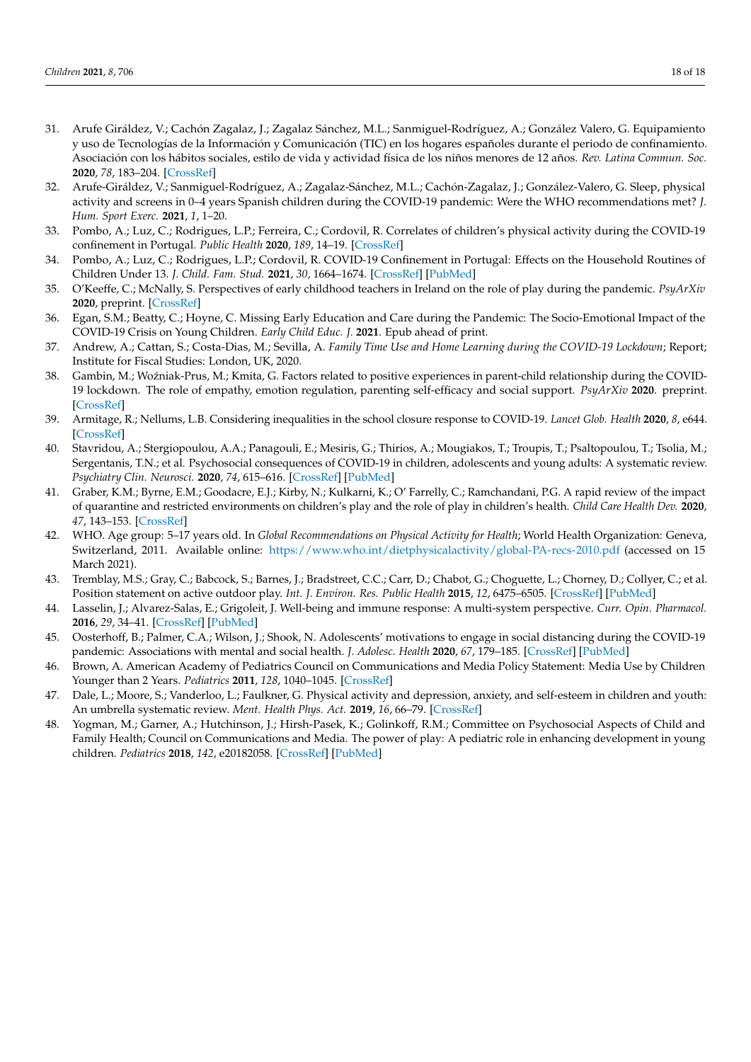31. Arufe Giráldez, V.; Cachón Zagalaz, J.; Zagalaz Sánchez, M.L.; Sanmiguel-Rodríguez, A.; González Valero, G. Equipamiento y uso de Tecnologías de la Información y Comunicación (TIC) en los hogares españoles durante el periodo de confinamiento. Asociación con los hábitos sociales, estilo de vida y actividad física de los niños menores de 12 años. *Rev. Latina Commun. Soc.* **2020**, *78*, 183–204. [CrossRef]
32. Arufe-Giráldez, V.; Sanmiguel-Rodríguez, A.; Zagalaz-Sánchez, M.L.; Cachón-Zagalaz, J.; González-Valero, G. Sleep, physical activity and screens in 0–4 years Spanish children during the COVID-19 pandemic: Were the WHO recommendations met? *J. Hum. Sport Exerc.* **2021**, *1*, 1–20.
33. Pombo, A.; Luz, C.; Rodrigues, L.P.; Ferreira, C.; Cordovil, R. Correlates of children's physical activity during the COVID-19 confinement in Portugal. *Public Health* **2020**, *189*, 14–19. [CrossRef]
34. Pombo, A.; Luz, C.; Rodrigues, L.P.; Cordovil, R. COVID-19 Confinement in Portugal: Effects on the Household Routines of Children Under 13. *J. Child. Fam. Stud.* **2021**, *30*, 1664–1674. [CrossRef] [PubMed]
35. O'Keeffe, C.; McNally, S. Perspectives of early childhood teachers in Ireland on the role of play during the pandemic. *PsyArXiv* **2020**, preprint. [CrossRef]
36. Egan, S.M.; Beatty, C.; Hoyne, C. Missing Early Education and Care during the Pandemic: The Socio-Emotional Impact of the COVID-19 Crisis on Young Children. *Early Child Educ. J.* **2021**. Epub ahead of print.
37. Andrew, A.; Cattan, S.; Costa-Dias, M.; Sevilla, A. *Family Time Use and Home Learning during the COVID-19 Lockdown*; Report; Institute for Fiscal Studies: London, UK, 2020.
38. Gambin, M.; Woźniak-Prus, M.; Kmita, G. Factors related to positive experiences in parent-child relationship during the COVID-19 lockdown. The role of empathy, emotion regulation, parenting self-efficacy and social support. *PsyArXiv* **2020**. preprint. [CrossRef]
39. Armitage, R.; Nellums, L.B. Considering inequalities in the school closure response to COVID-19. *Lancet Glob. Health* **2020**, *8*, e644. [CrossRef]
40. Stavridou, A.; Stergiopoulou, A.A.; Panagouli, E.; Mesiris, G.; Thirios, A.; Mougiakos, T.; Troupis, T.; Psaltopoulou, T.; Tsolia, M.; Sergentanis, T.N.; et al. Psychosocial consequences of COVID-19 in children, adolescents and young adults: A systematic review. *Psychiatry Clin. Neurosci.* **2020**, *74*, 615–616. [CrossRef] [PubMed]
41. Graber, K.M.; Byrne, E.M.; Goodacre, E.J.; Kirby, N.; Kulkarni, K.; O' Farrelly, C.; Ramchandani, P.G. A rapid review of the impact of quarantine and restricted environments on children's play and the role of play in children's health. *Child Care Health Dev.* **2020**, *47*, 143–153. [CrossRef]
42. WHO. Age group: 5–17 years old. In *Global Recommendations on Physical Activity for Health*; World Health Organization: Geneva, Switzerland, 2011. Available online: https://www.who.int/dietphysicalactivity/global-PA-recs-2010.pdf (accessed on 15 March 2021).
43. Tremblay, M.S.; Gray, C.; Babcock, S.; Barnes, J.; Bradstreet, C.C.; Carr, D.; Chabot, G.; Choguette, L.; Chorney, D.; Collyer, C.; et al. Position statement on active outdoor play. *Int. J. Environ. Res. Public Health* **2015**, *12*, 6475–6505. [CrossRef] [PubMed]
44. Lasselin, J.; Alvarez-Salas, E.; Grigoleit, J. Well-being and immune response: A multi-system perspective. *Curr. Opin. Pharmacol.* **2016**, *29*, 34–41. [CrossRef] [PubMed]
45. Oosterhoff, B.; Palmer, C.A.; Wilson, J.; Shook, N. Adolescents' motivations to engage in social distancing during the COVID-19 pandemic: Associations with mental and social health. *J. Adolesc. Health* **2020**, *67*, 179–185. [CrossRef] [PubMed]
46. Brown, A. American Academy of Pediatrics Council on Communications and Media Policy Statement: Media Use by Children Younger than 2 Years. *Pediatrics* **2011**, *128*, 1040–1045. [CrossRef]
47. Dale, L.; Moore, S.; Vanderloo, L.; Faulkner, G. Physical activity and depression, anxiety, and self-esteem in children and youth: An umbrella systematic review. *Ment. Health Phys. Act.* **2019**, *16*, 66–79. [CrossRef]
48. Yogman, M.; Garner, A.; Hutchinson, J.; Hirsh-Pasek, K.; Golinkoff, R.M.; Committee on Psychosocial Aspects of Child and Family Health; Council on Communications and Media. The power of play: A pediatric role in enhancing development in young children. *Pediatrics* **2018**, *142*, e20182058. [CrossRef] [PubMed]